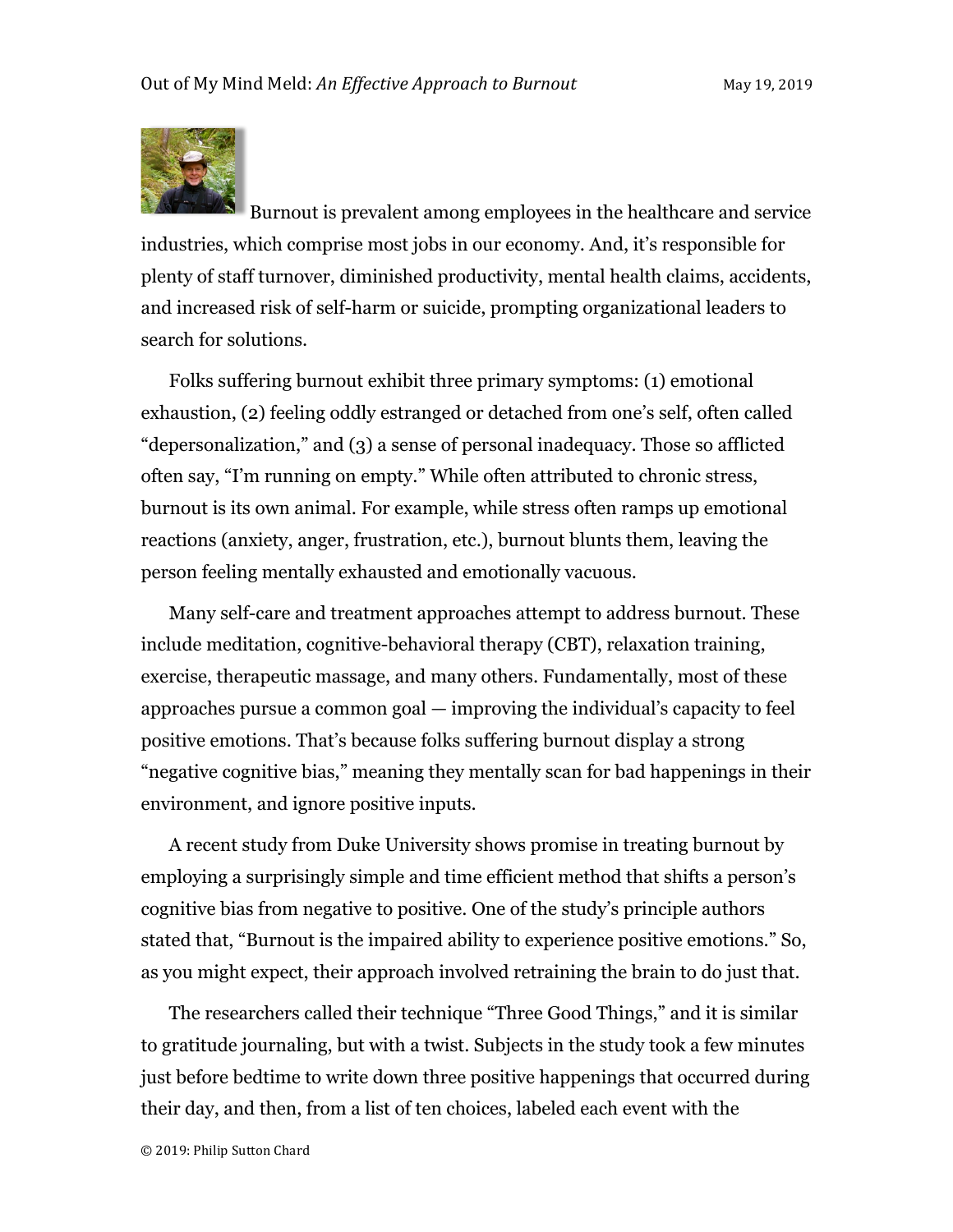Burnout is prevalent among employees in the healthcare and service industries, which comprise most jobs in our economy. And, it's responsible for plenty of staff turnover, diminished productivity, mental health claims, accidents, and increased risk of self-harm or suicide, prompting organizational leaders to search for solutions.

Folks suffering burnout exhibit three primary symptoms: (1) emotional exhaustion, (2) feeling oddly estranged or detached from one's self, often called "depersonalization," and (3) a sense of personal inadequacy. Those so afflicted often say, "I'm running on empty." While often attributed to chronic stress, burnout is its own animal. For example, while stress often ramps up emotional reactions (anxiety, anger, frustration, etc.), burnout blunts them, leaving the person feeling mentally exhausted and emotionally vacuous.

Many self-care and treatment approaches attempt to address burnout. These include meditation, cognitive-behavioral therapy (CBT), relaxation training, exercise, therapeutic massage, and many others. Fundamentally, most of these approaches pursue a common goal — improving the individual's capacity to feel positive emotions. That's because folks suffering burnout display a strong "negative cognitive bias," meaning they mentally scan for bad happenings in their environment, and ignore positive inputs.

A recent study from Duke University shows promise in treating burnout by employing a surprisingly simple and time efficient method that shifts a person's cognitive bias from negative to positive. One of the study's principle authors stated that, "Burnout is the impaired ability to experience positive emotions." So, as you might expect, their approach involved retraining the brain to do just that.

The researchers called their technique "Three Good Things," and it is similar to gratitude journaling, but with a twist. Subjects in the study took a few minutes just before bedtime to write down three positive happenings that occurred during their day, and then, from a list of ten choices, labeled each event with the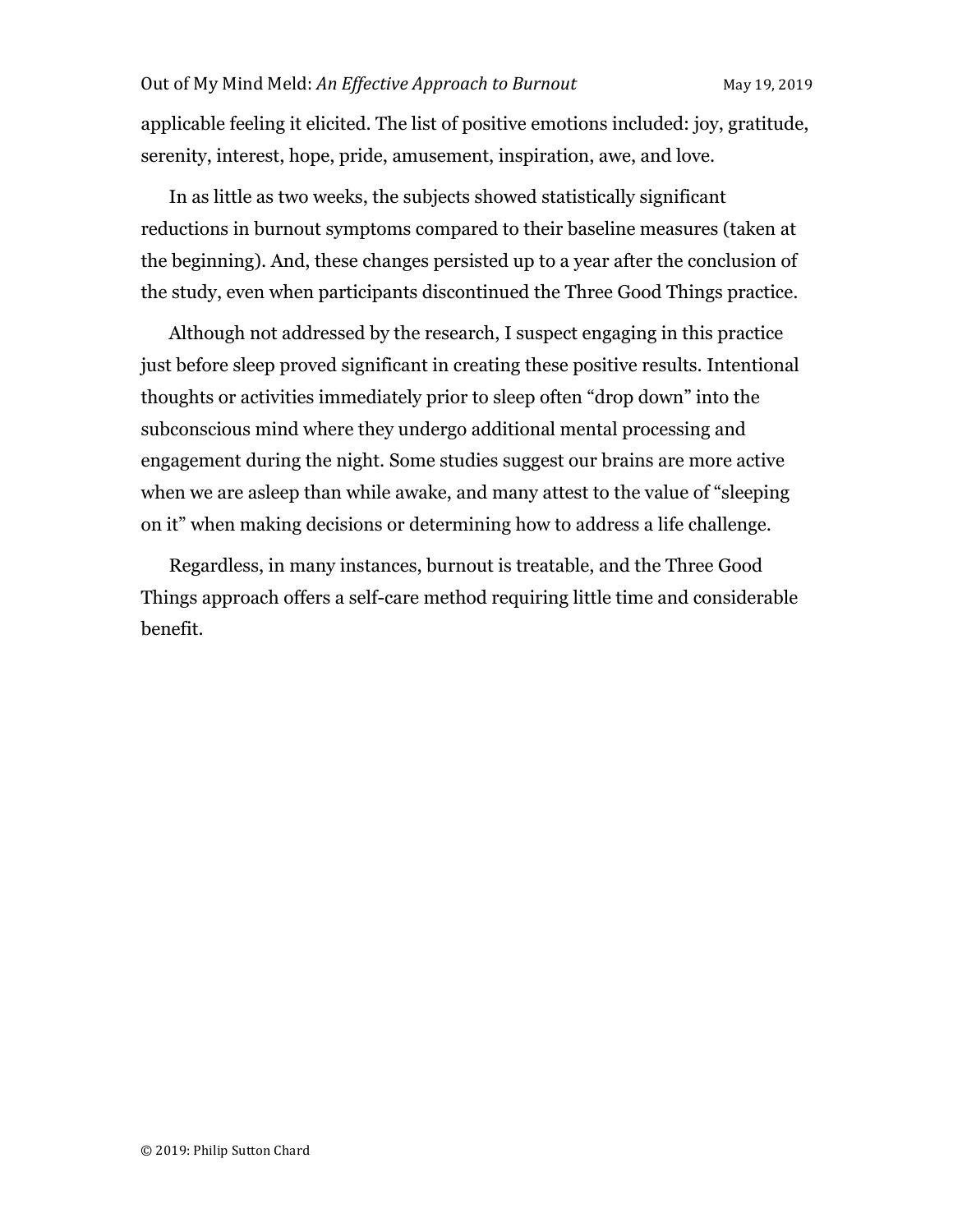applicable feeling it elicited. The list of positive emotions included: joy, gratitude, serenity, interest, hope, pride, amusement, inspiration, awe, and love.

In as little as two weeks, the subjects showed statistically significant reductions in burnout symptoms compared to their baseline measures (taken at the beginning). And, these changes persisted up to a year after the conclusion of the study, even when participants discontinued the Three Good Things practice.

Although not addressed by the research, I suspect engaging in this practice just before sleep proved significant in creating these positive results. Intentional thoughts or activities immediately prior to sleep often "drop down" into the subconscious mind where they undergo additional mental processing and engagement during the night. Some studies suggest our brains are more active when we are asleep than while awake, and many attest to the value of "sleeping on it" when making decisions or determining how to address a life challenge.

Regardless, in many instances, burnout is treatable, and the Three Good Things approach offers a self-care method requiring little time and considerable benefit.